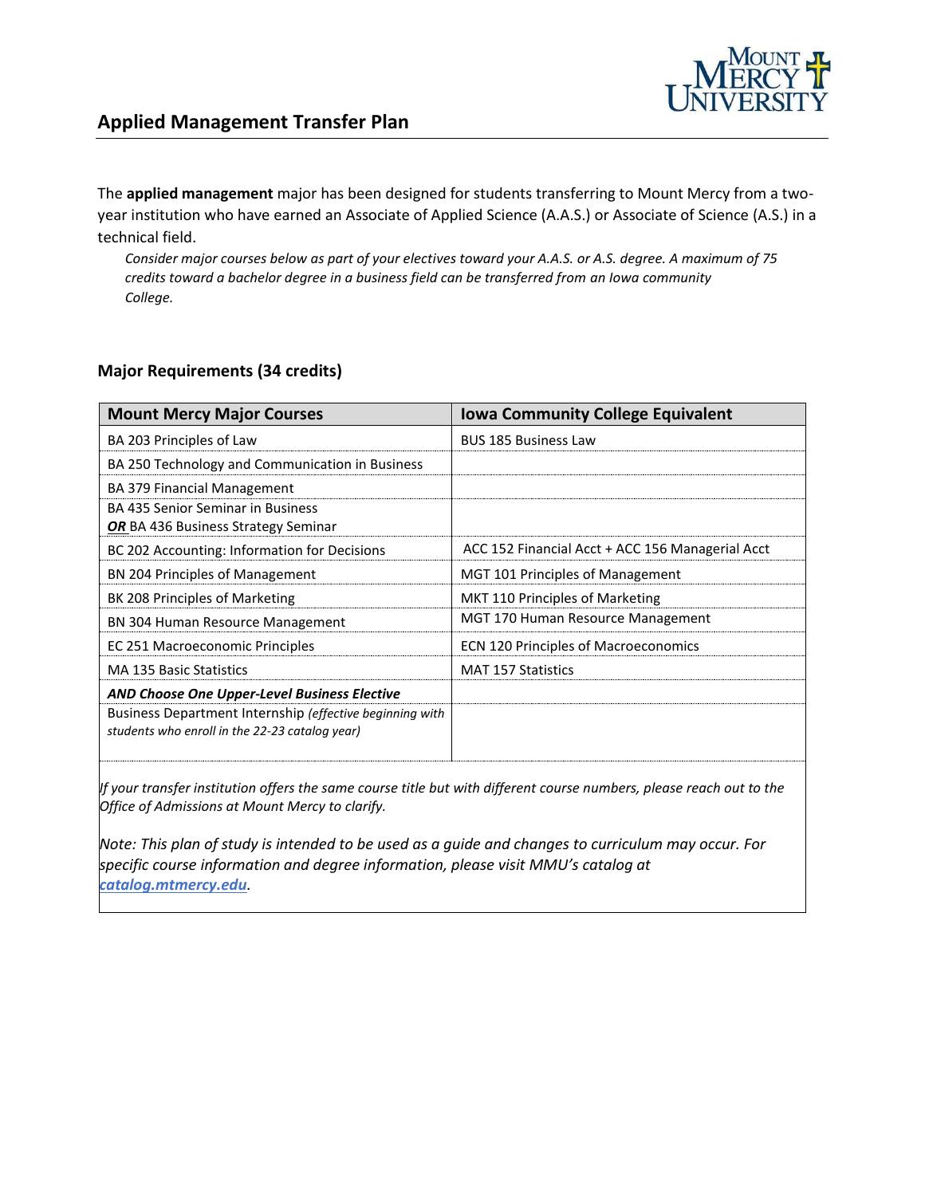# Applied Management Transfer Plan

The **applied management** major has been designed for students transferring to Mount Mercy from a two-year institution who have earned an Associate of Applied Science (A.A.S.) or Associate of Science (A.S.) in a technical field.

*Consider major courses below as part of your electives toward your A.A.S. or A.S. degree. A maximum of 75 credits toward a bachelor degree in a business field can be transferred from an Iowa community College.*

## Major Requirements (34 credits)

| Mount Mercy Major Courses | Iowa Community College Equivalent |
|---|---|
| BA 203 Principles of Law | BUS 185 Business Law |
| BA 250 Technology and Communication in Business | |
| BA 379 Financial Management | |
| BA 435 Senior Seminar in Business ***OR*** BA 436 Business Strategy Seminar | |
| BC 202 Accounting: Information for Decisions | ACC 152 Financial Acct + ACC 156 Managerial Acct |
| BN 204 Principles of Management | MGT 101 Principles of Management |
| BK 208 Principles of Marketing | MKT 110 Principles of Marketing |
| BN 304 Human Resource Management | MGT 170 Human Resource Management |
| EC 251 Macroeconomic Principles | ECN 120 Principles of Macroeconomics |
| MA 135 Basic Statistics | MAT 157 Statistics |
| ***AND Choose One Upper-Level Business Elective*** | |
| Business Department Internship *(effective beginning with students who enroll in the 22-23 catalog year)* | |

*If your transfer institution offers the same course title but with different course numbers, please reach out to the Office of Admissions at Mount Mercy to clarify.*

*Note: This plan of study is intended to be used as a guide and changes to curriculum may occur. For specific course information and degree information, please visit MMU's catalog at [catalog.mtmercy.edu](catalog.mtmercy.edu).*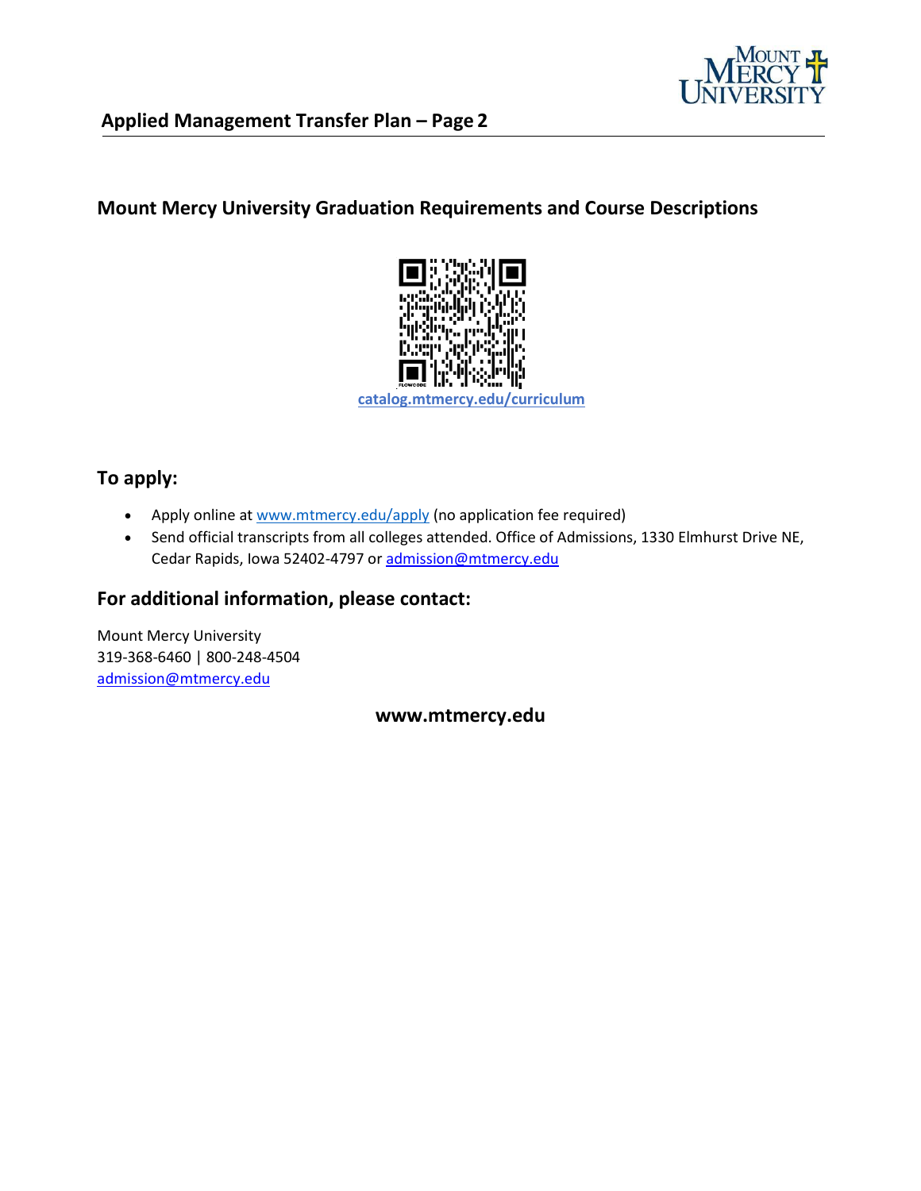## Mount Mercy University Graduation Requirements and Course Descriptions

catalog.mtmercy.edu/curriculum

## To apply:

- Apply online at www.mtmercy.edu/apply (no application fee required)
- Send official transcripts from all colleges attended. Office of Admissions, 1330 Elmhurst Drive NE, Cedar Rapids, Iowa 52402-4797 or admission@mtmercy.edu

## For additional information, please contact:

Mount Mercy University
319-368-6460 | 800-248-4504
admission@mtmercy.edu

**www.mtmercy.edu**